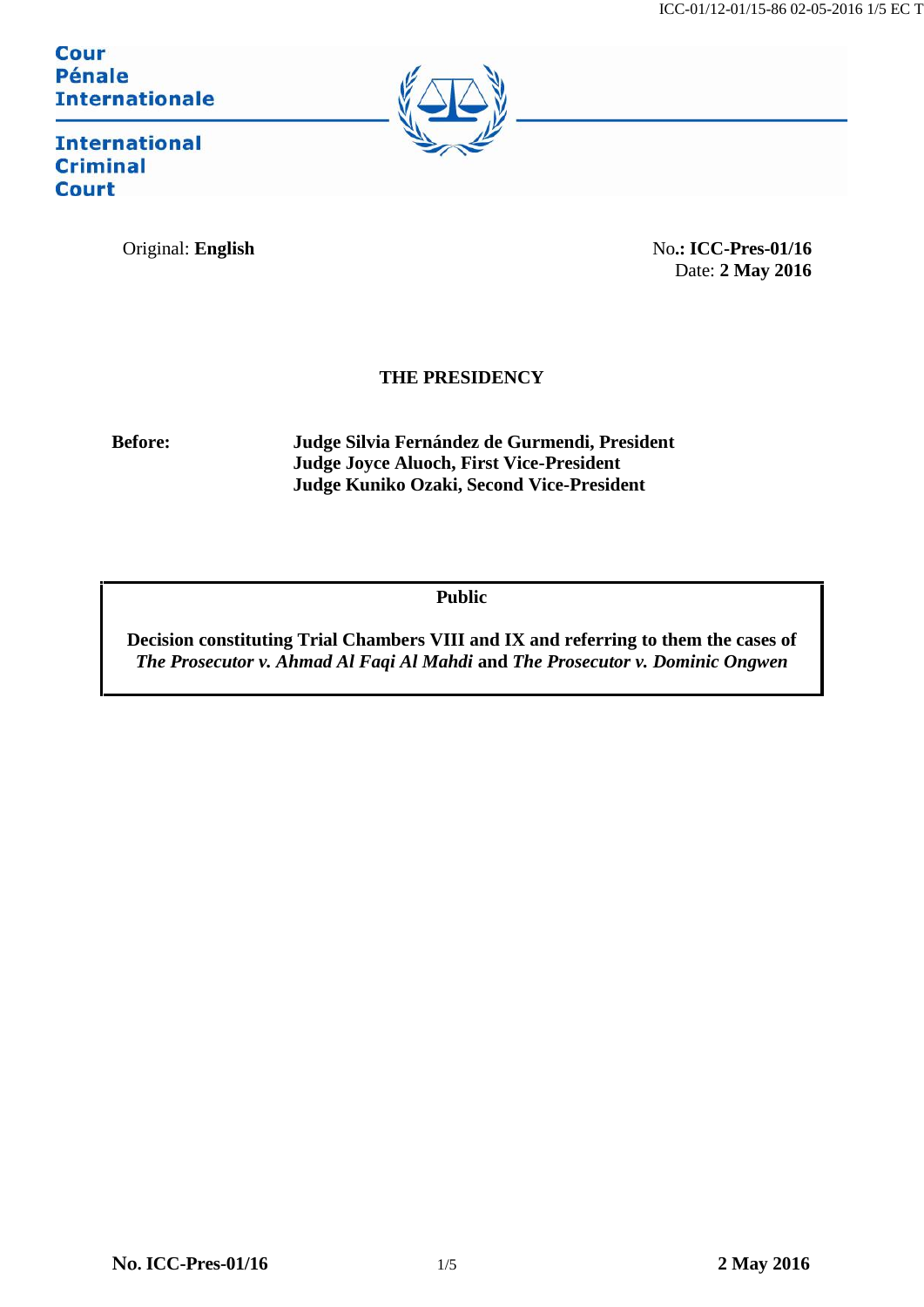Cour Pénale Internationale

International Criminal Court

Original: **English**

No.: **ICC-Pres-01/16**
Date: **2 May 2016**

**THE PRESIDENCY**

**Before:** **Judge Silvia Fernández de Gurmendi, President**
**Judge Joyce Aluoch, First Vice-President**
**Judge Kuniko Ozaki, Second Vice-President**

**Public**

**Decision constituting Trial Chambers VIII and IX and referring to them the cases of *The Prosecutor v. Ahmad Al Faqi Al Mahdi* and *The Prosecutor v. Dominic Ongwen***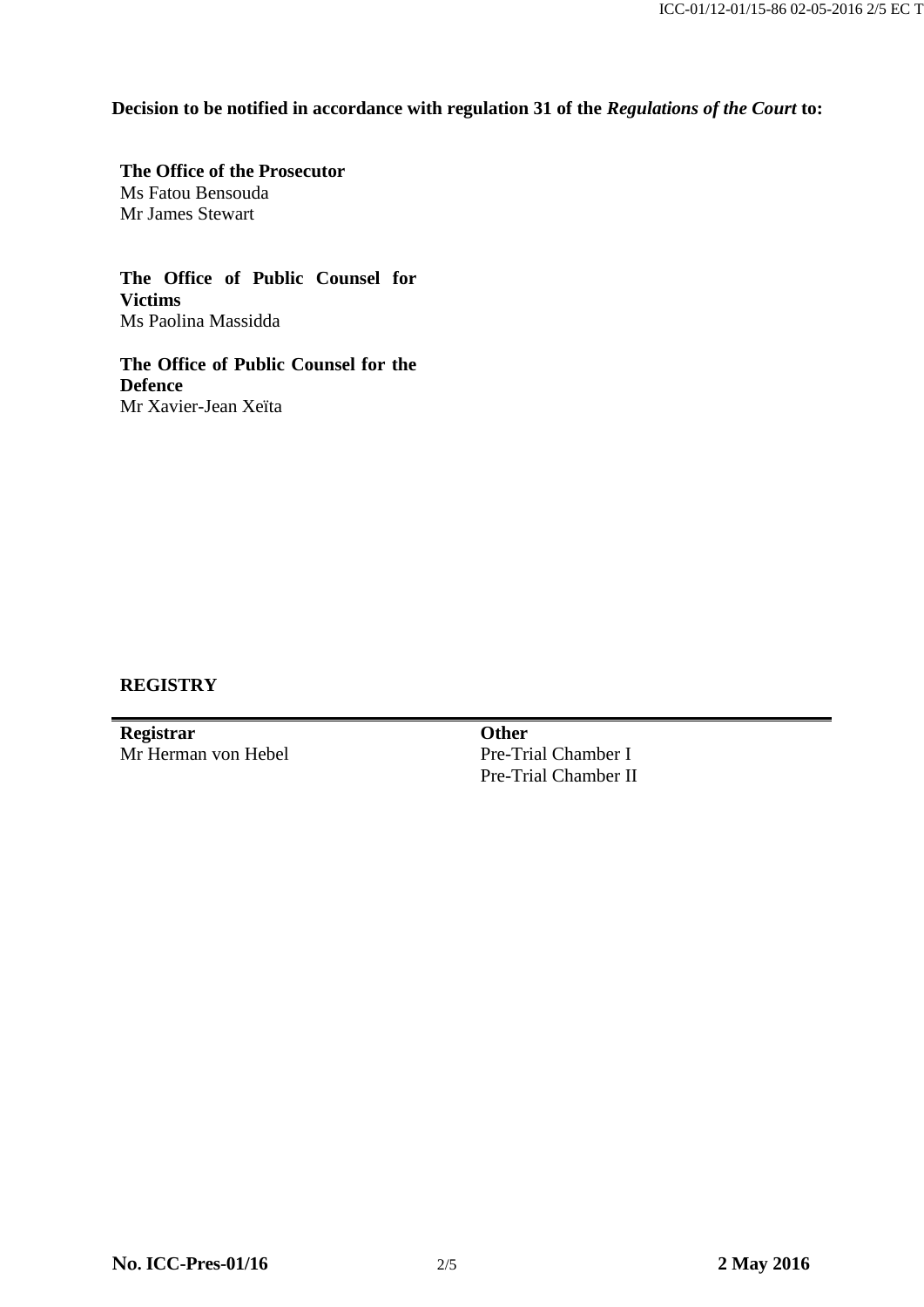**Decision to be notified in accordance with regulation 31 of the *Regulations of the Court* to:**

**The Office of the Prosecutor**
Ms Fatou Bensouda
Mr James Stewart

**The Office of Public Counsel for Victims**
Ms Paolina Massidda

**The Office of Public Counsel for the Defence**
Mr Xavier-Jean Xeïta

**REGISTRY**

| **Registrar** | **Other** |
| --- | --- |
| Mr Herman von Hebel | Pre-Trial Chamber I<br>Pre-Trial Chamber II |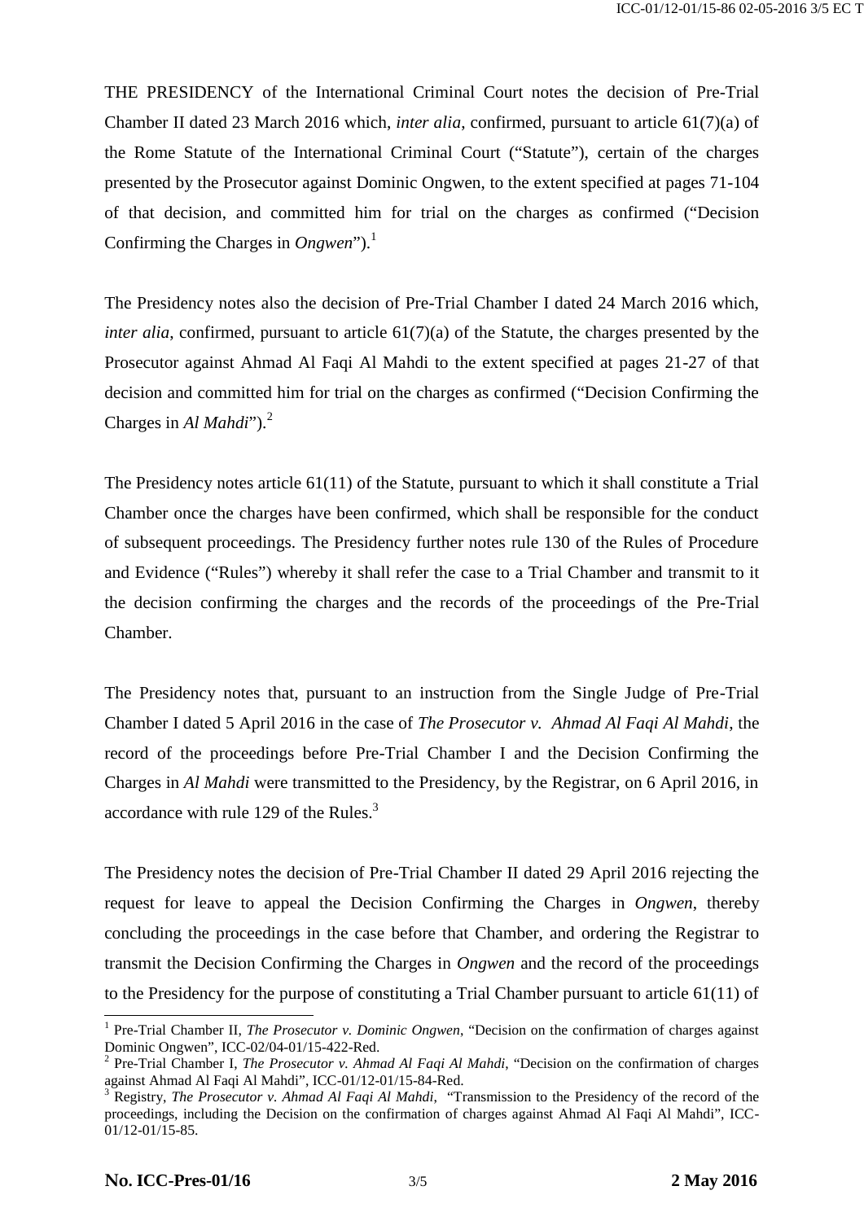THE PRESIDENCY of the International Criminal Court notes the decision of Pre-Trial Chamber II dated 23 March 2016 which, *inter alia*, confirmed, pursuant to article 61(7)(a) of the Rome Statute of the International Criminal Court ("Statute"), certain of the charges presented by the Prosecutor against Dominic Ongwen, to the extent specified at pages 71-104 of that decision, and committed him for trial on the charges as confirmed ("Decision Confirming the Charges in *Ongwen*").[1]

The Presidency notes also the decision of Pre-Trial Chamber I dated 24 March 2016 which, *inter alia*, confirmed, pursuant to article 61(7)(a) of the Statute, the charges presented by the Prosecutor against Ahmad Al Faqi Al Mahdi to the extent specified at pages 21-27 of that decision and committed him for trial on the charges as confirmed ("Decision Confirming the Charges in *Al Mahdi*").[2]

The Presidency notes article 61(11) of the Statute, pursuant to which it shall constitute a Trial Chamber once the charges have been confirmed, which shall be responsible for the conduct of subsequent proceedings. The Presidency further notes rule 130 of the Rules of Procedure and Evidence ("Rules") whereby it shall refer the case to a Trial Chamber and transmit to it the decision confirming the charges and the records of the proceedings of the Pre-Trial Chamber.

The Presidency notes that, pursuant to an instruction from the Single Judge of Pre-Trial Chamber I dated 5 April 2016 in the case of *The Prosecutor v. Ahmad Al Faqi Al Mahdi*, the record of the proceedings before Pre-Trial Chamber I and the Decision Confirming the Charges in *Al Mahdi* were transmitted to the Presidency, by the Registrar, on 6 April 2016, in accordance with rule 129 of the Rules.[3]

The Presidency notes the decision of Pre-Trial Chamber II dated 29 April 2016 rejecting the request for leave to appeal the Decision Confirming the Charges in *Ongwen*, thereby concluding the proceedings in the case before that Chamber, and ordering the Registrar to transmit the Decision Confirming the Charges in *Ongwen* and the record of the proceedings to the Presidency for the purpose of constituting a Trial Chamber pursuant to article 61(11) of

---

[1] Pre-Trial Chamber II, *The Prosecutor v. Dominic Ongwen*, "Decision on the confirmation of charges against Dominic Ongwen", ICC-02/04-01/15-422-Red.

[2] Pre-Trial Chamber I, *The Prosecutor v. Ahmad Al Faqi Al Mahdi*, "Decision on the confirmation of charges against Ahmad Al Faqi Al Mahdi", ICC-01/12-01/15-84-Red.

[3] Registry, *The Prosecutor v. Ahmad Al Faqi Al Mahdi*, "Transmission to the Presidency of the record of the proceedings, including the Decision on the confirmation of charges against Ahmad Al Faqi Al Mahdi", ICC-01/12-01/15-85.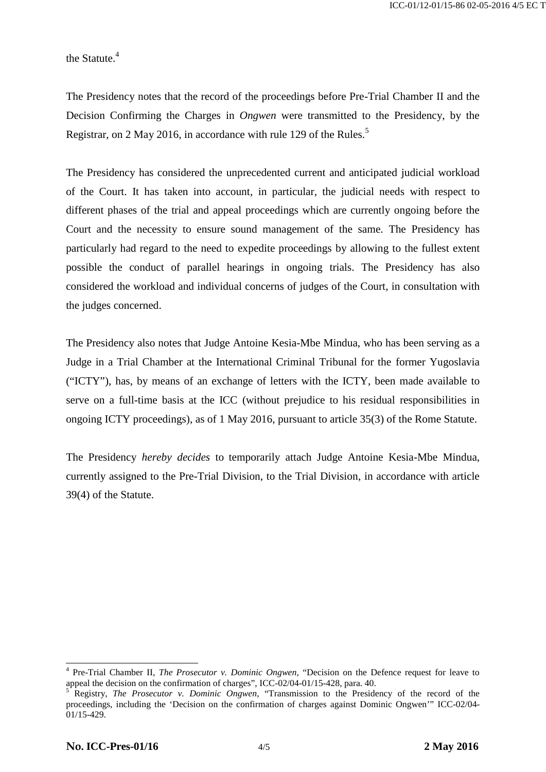the Statute.[4]

The Presidency notes that the record of the proceedings before Pre-Trial Chamber II and the Decision Confirming the Charges in *Ongwen* were transmitted to the Presidency, by the Registrar, on 2 May 2016, in accordance with rule 129 of the Rules.[5]

The Presidency has considered the unprecedented current and anticipated judicial workload of the Court. It has taken into account, in particular, the judicial needs with respect to different phases of the trial and appeal proceedings which are currently ongoing before the Court and the necessity to ensure sound management of the same. The Presidency has particularly had regard to the need to expedite proceedings by allowing to the fullest extent possible the conduct of parallel hearings in ongoing trials. The Presidency has also considered the workload and individual concerns of judges of the Court, in consultation with the judges concerned.

The Presidency also notes that Judge Antoine Kesia-Mbe Mindua, who has been serving as a Judge in a Trial Chamber at the International Criminal Tribunal for the former Yugoslavia ("ICTY"), has, by means of an exchange of letters with the ICTY, been made available to serve on a full-time basis at the ICC (without prejudice to his residual responsibilities in ongoing ICTY proceedings), as of 1 May 2016, pursuant to article 35(3) of the Rome Statute.

The Presidency *hereby decides* to temporarily attach Judge Antoine Kesia-Mbe Mindua, currently assigned to the Pre-Trial Division, to the Trial Division, in accordance with article 39(4) of the Statute.

---

[4] Pre-Trial Chamber II, *The Prosecutor v. Dominic Ongwen*, "Decision on the Defence request for leave to appeal the decision on the confirmation of charges", ICC-02/04-01/15-428, para. 40.

[5] Registry, *The Prosecutor v. Dominic Ongwen*, "Transmission to the Presidency of the record of the proceedings, including the 'Decision on the confirmation of charges against Dominic Ongwen'" ICC-02/04-01/15-429.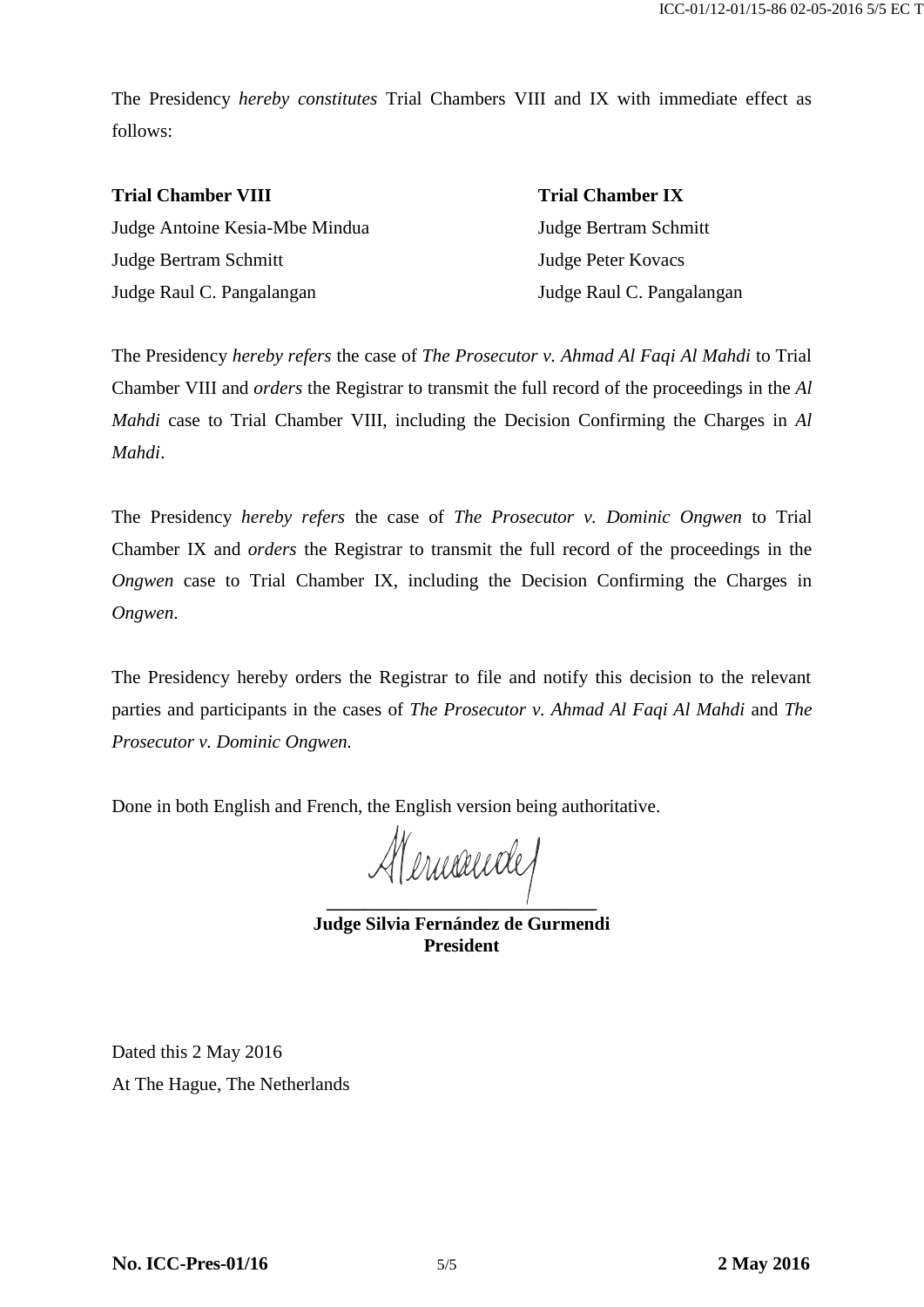The Presidency *hereby constitutes* Trial Chambers VIII and IX with immediate effect as follows:

| **Trial Chamber VIII** | **Trial Chamber IX** |
|---|---|
| Judge Antoine Kesia-Mbe Mindua | Judge Bertram Schmitt |
| Judge Bertram Schmitt | Judge Peter Kovacs |
| Judge Raul C. Pangalangan | Judge Raul C. Pangalangan |

The Presidency *hereby refers* the case of *The Prosecutor v. Ahmad Al Faqi Al Mahdi* to Trial Chamber VIII and *orders* the Registrar to transmit the full record of the proceedings in the *Al Mahdi* case to Trial Chamber VIII, including the Decision Confirming the Charges in *Al Mahdi*.

The Presidency *hereby refers* the case of *The Prosecutor v. Dominic Ongwen* to Trial Chamber IX and *orders* the Registrar to transmit the full record of the proceedings in the *Ongwen* case to Trial Chamber IX, including the Decision Confirming the Charges in *Ongwen*.

The Presidency hereby orders the Registrar to file and notify this decision to the relevant parties and participants in the cases of *The Prosecutor v. Ahmad Al Faqi Al Mahdi* and *The Prosecutor v. Dominic Ongwen.*

Done in both English and French, the English version being authoritative.

**Judge Silvia Fernández de Gurmendi**
**President**

Dated this 2 May 2016
At The Hague, The Netherlands